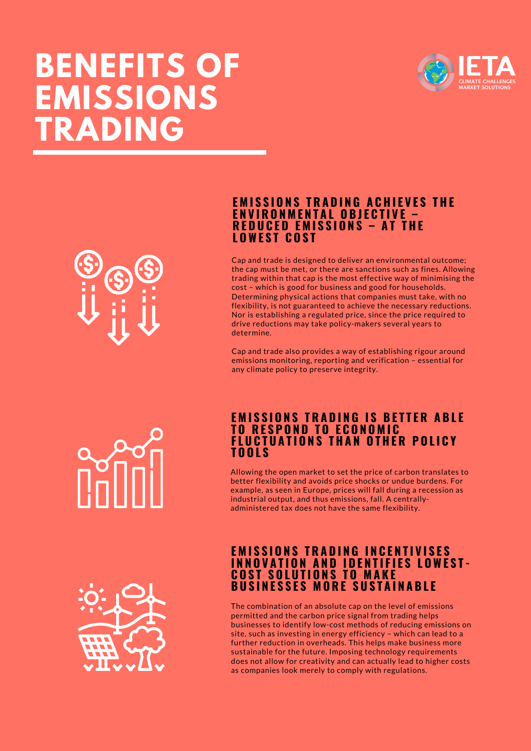# BENEFITS OF EMISSIONS TRADING

### EMISSIONS TRADING ACHIEVES THE ENVIRONMENTAL OBJECTIVE – REDUCED EMISSIONS – AT THE LOWEST COST

Cap and trade is designed to deliver an environmental outcome; the cap must be met, or there are sanctions such as fines. Allowing trading within that cap is the most effective way of minimising the cost – which is good for business and good for households. Determining physical actions that companies must take, with no flexibility, is not guaranteed to achieve the necessary reductions. Nor is establishing a regulated price, since the price required to drive reductions may take policy-makers several years to determine.

Cap and trade also provides a way of establishing rigour around emissions monitoring, reporting and verification – essential for any climate policy to preserve integrity.

### EMISSIONS TRADING IS BETTER ABLE TO RESPOND TO ECONOMIC FLUCTUATIONS THAN OTHER POLICY TOOLS

Allowing the open market to set the price of carbon translates to better flexibility and avoids price shocks or undue burdens. For example, as seen in Europe, prices will fall during a recession as industrial output, and thus emissions, fall. A centrally-administered tax does not have the same flexibility.

### EMISSIONS TRADING INCENTIVISES INNOVATION AND IDENTIFIES LOWEST-COST SOLUTIONS TO MAKE BUSINESSES MORE SUSTAINABLE

The combination of an absolute cap on the level of emissions permitted and the carbon price signal from trading helps businesses to identify low-cost methods of reducing emissions on site, such as investing in energy efficiency – which can lead to a further reduction in overheads. This helps make business more sustainable for the future. Imposing technology requirements does not allow for creativity and can actually lead to higher costs as companies look merely to comply with regulations.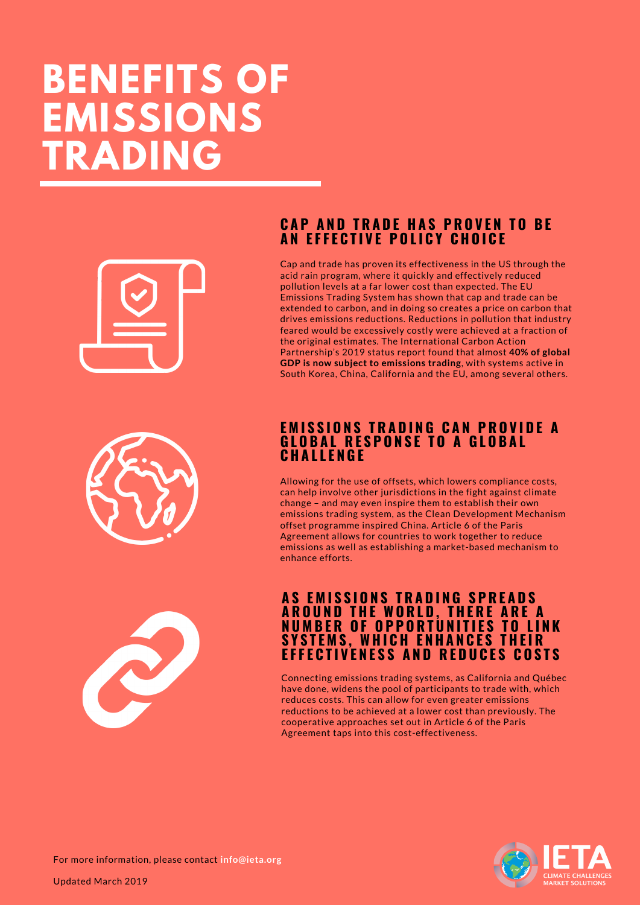# BENEFITS OF EMISSIONS TRADING

## CAP AND TRADE HAS PROVEN TO BE AN EFFECTIVE POLICY CHOICE

Cap and trade has proven its effectiveness in the US through the acid rain program, where it quickly and effectively reduced pollution levels at a far lower cost than expected. The EU Emissions Trading System has shown that cap and trade can be extended to carbon, and in doing so creates a price on carbon that drives emissions reductions. Reductions in pollution that industry feared would be excessively costly were achieved at a fraction of the original estimates. The International Carbon Action Partnership's 2019 status report found that almost **40% of global GDP is now subject to emissions trading**, with systems active in South Korea, China, California and the EU, among several others.

## EMISSIONS TRADING CAN PROVIDE A GLOBAL RESPONSE TO A GLOBAL CHALLENGE

Allowing for the use of offsets, which lowers compliance costs, can help involve other jurisdictions in the fight against climate change – and may even inspire them to establish their own emissions trading system, as the Clean Development Mechanism offset programme inspired China. Article 6 of the Paris Agreement allows for countries to work together to reduce emissions as well as establishing a market-based mechanism to enhance efforts.

## AS EMISSIONS TRADING SPREADS AROUND THE WORLD, THERE ARE A NUMBER OF OPPORTUNITIES TO LINK SYSTEMS, WHICH ENHANCES THEIR EFFECTIVENESS AND REDUCES COSTS

Connecting emissions trading systems, as California and Québec have done, widens the pool of participants to trade with, which reduces costs. This can allow for even greater emissions reductions to be achieved at a lower cost than previously. The cooperative approaches set out in Article 6 of the Paris Agreement taps into this cost-effectiveness.

For more information, please contact **info@ieta.org**

Updated March 2019

IETA
CLIMATE CHALLENGES
MARKET SOLUTIONS